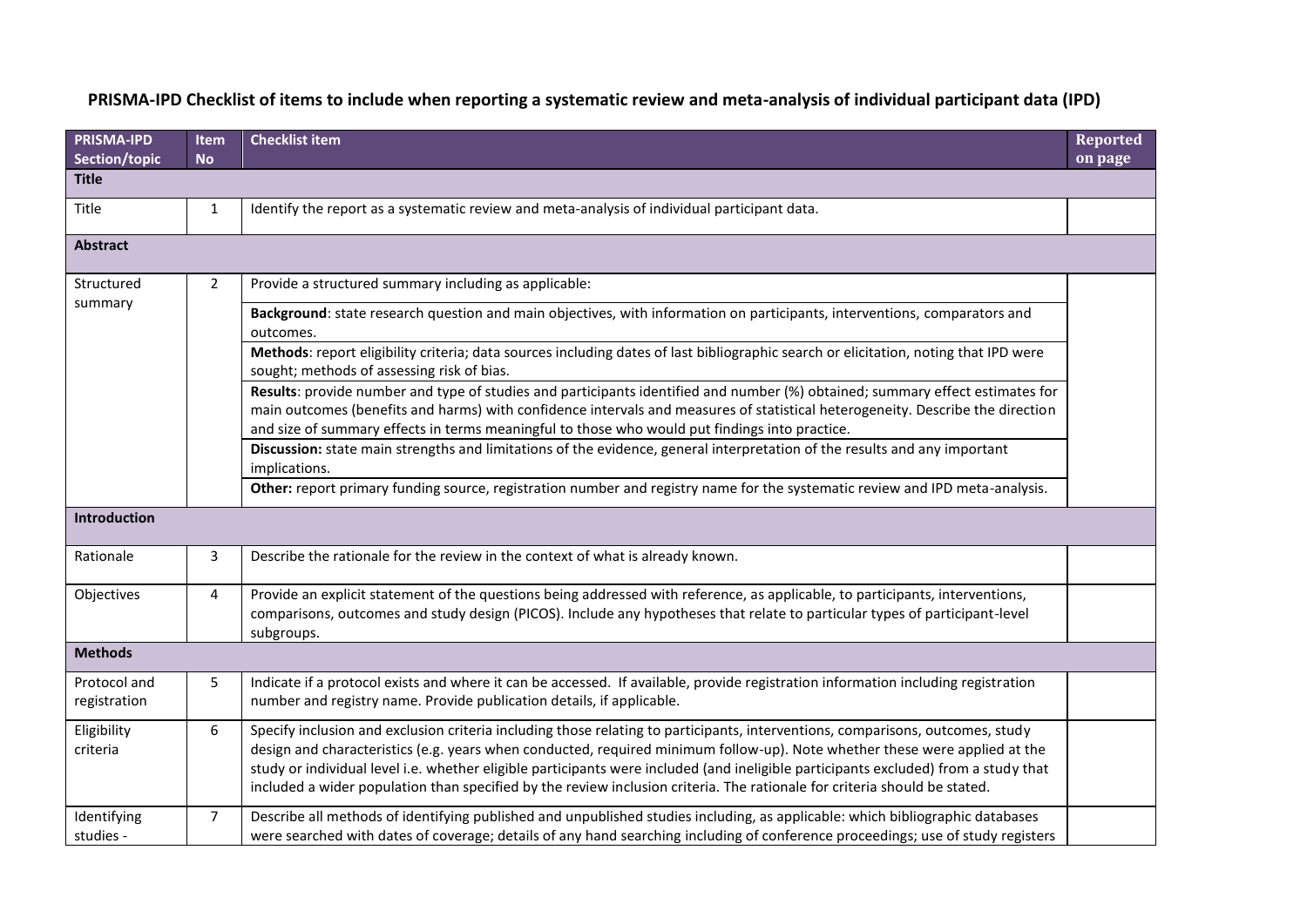# PRISMA-IPD Checklist of items to include when reporting a systematic review and meta-analysis of individual participant data (IPD)

| PRISMA-IPD Section/topic | Item No | Checklist item | Reported on page |
|---|---|---|---|
| **Title** | | | |
| Title | 1 | Identify the report as a systematic review and meta-analysis of individual participant data. | |
| **Abstract** | | | |
| Structured summary | 2 | Provide a structured summary including as applicable: | |
| | | **Background**: state research question and main objectives, with information on participants, interventions, comparators and outcomes. | |
| | | **Methods**: report eligibility criteria; data sources including dates of last bibliographic search or elicitation, noting that IPD were sought; methods of assessing risk of bias. | |
| | | **Results**: provide number and type of studies and participants identified and number (%) obtained; summary effect estimates for main outcomes (benefits and harms) with confidence intervals and measures of statistical heterogeneity. Describe the direction and size of summary effects in terms meaningful to those who would put findings into practice. | |
| | | **Discussion:** state main strengths and limitations of the evidence, general interpretation of the results and any important implications. | |
| | | **Other:** report primary funding source, registration number and registry name for the systematic review and IPD meta-analysis. | |
| **Introduction** | | | |
| Rationale | 3 | Describe the rationale for the review in the context of what is already known. | |
| Objectives | 4 | Provide an explicit statement of the questions being addressed with reference, as applicable, to participants, interventions, comparisons, outcomes and study design (PICOS). Include any hypotheses that relate to particular types of participant-level subgroups. | |
| **Methods** | | | |
| Protocol and registration | 5 | Indicate if a protocol exists and where it can be accessed. If available, provide registration information including registration number and registry name. Provide publication details, if applicable. | |
| Eligibility criteria | 6 | Specify inclusion and exclusion criteria including those relating to participants, interventions, comparisons, outcomes, study design and characteristics (e.g. years when conducted, required minimum follow-up). Note whether these were applied at the study or individual level i.e. whether eligible participants were included (and ineligible participants excluded) from a study that included a wider population than specified by the review inclusion criteria. The rationale for criteria should be stated. | |
| Identifying studies - | 7 | Describe all methods of identifying published and unpublished studies including, as applicable: which bibliographic databases were searched with dates of coverage; details of any hand searching including of conference proceedings; use of study registers | |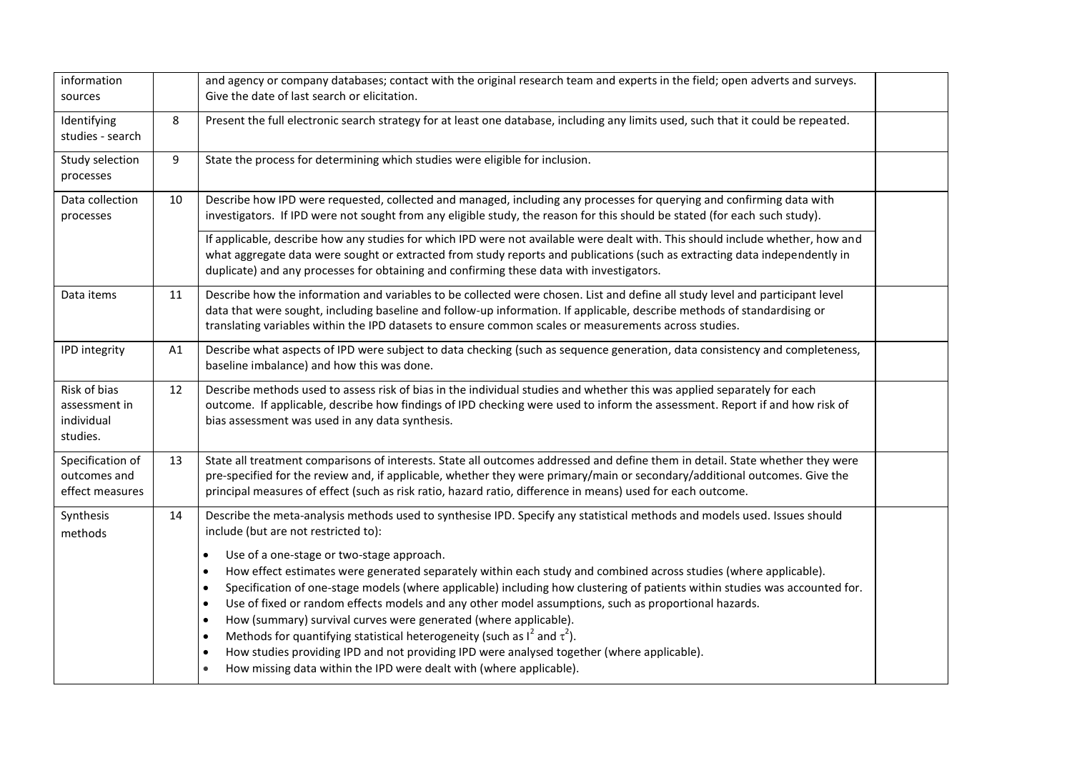| | | | |
|---|---|---|---|
| information sources | | and agency or company databases; contact with the original research team and experts in the field; open adverts and surveys. Give the date of last search or elicitation. | |
| Identifying studies - search | 8 | Present the full electronic search strategy for at least one database, including any limits used, such that it could be repeated. | |
| Study selection processes | 9 | State the process for determining which studies were eligible for inclusion. | |
| Data collection processes | 10 | Describe how IPD were requested, collected and managed, including any processes for querying and confirming data with investigators. If IPD were not sought from any eligible study, the reason for this should be stated (for each such study).<br><br>If applicable, describe how any studies for which IPD were not available were dealt with. This should include whether, how and what aggregate data were sought or extracted from study reports and publications (such as extracting data independently in duplicate) and any processes for obtaining and confirming these data with investigators. | |
| Data items | 11 | Describe how the information and variables to be collected were chosen. List and define all study level and participant level data that were sought, including baseline and follow-up information. If applicable, describe methods of standardising or translating variables within the IPD datasets to ensure common scales or measurements across studies. | |
| IPD integrity | A1 | Describe what aspects of IPD were subject to data checking (such as sequence generation, data consistency and completeness, baseline imbalance) and how this was done. | |
| Risk of bias assessment in individual studies. | 12 | Describe methods used to assess risk of bias in the individual studies and whether this was applied separately for each outcome. If applicable, describe how findings of IPD checking were used to inform the assessment. Report if and how risk of bias assessment was used in any data synthesis. | |
| Specification of outcomes and effect measures | 13 | State all treatment comparisons of interests. State all outcomes addressed and define them in detail. State whether they were pre-specified for the review and, if applicable, whether they were primary/main or secondary/additional outcomes. Give the principal measures of effect (such as risk ratio, hazard ratio, difference in means) used for each outcome. | |
| Synthesis methods | 14 | Describe the meta-analysis methods used to synthesise IPD. Specify any statistical methods and models used. Issues should include (but are not restricted to):<br>• Use of a one-stage or two-stage approach.<br>• How effect estimates were generated separately within each study and combined across studies (where applicable).<br>• Specification of one-stage models (where applicable) including how clustering of patients within studies was accounted for.<br>• Use of fixed or random effects models and any other model assumptions, such as proportional hazards.<br>• How (summary) survival curves were generated (where applicable).<br>• Methods for quantifying statistical heterogeneity (such as $I^2$ and $\tau^2$).<br>• How studies providing IPD and not providing IPD were analysed together (where applicable).<br>• How missing data within the IPD were dealt with (where applicable). | |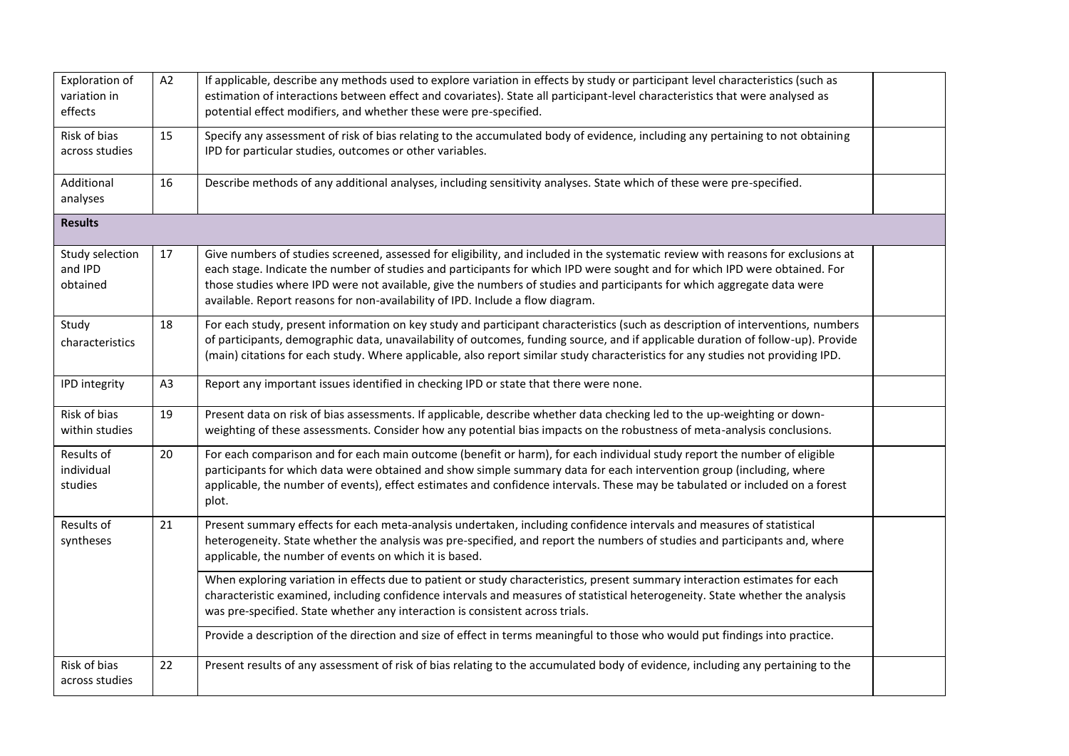| | | | |
|---|---|---|---|
| Exploration of variation in effects | A2 | If applicable, describe any methods used to explore variation in effects by study or participant level characteristics (such as estimation of interactions between effect and covariates). State all participant-level characteristics that were analysed as potential effect modifiers, and whether these were pre-specified. | |
| Risk of bias across studies | 15 | Specify any assessment of risk of bias relating to the accumulated body of evidence, including any pertaining to not obtaining IPD for particular studies, outcomes or other variables. | |
| Additional analyses | 16 | Describe methods of any additional analyses, including sensitivity analyses. State which of these were pre-specified. | |
| **Results** | | | |
| Study selection and IPD obtained | 17 | Give numbers of studies screened, assessed for eligibility, and included in the systematic review with reasons for exclusions at each stage. Indicate the number of studies and participants for which IPD were sought and for which IPD were obtained. For those studies where IPD were not available, give the numbers of studies and participants for which aggregate data were available. Report reasons for non-availability of IPD. Include a flow diagram. | |
| Study characteristics | 18 | For each study, present information on key study and participant characteristics (such as description of interventions, numbers of participants, demographic data, unavailability of outcomes, funding source, and if applicable duration of follow-up). Provide (main) citations for each study. Where applicable, also report similar study characteristics for any studies not providing IPD. | |
| IPD integrity | A3 | Report any important issues identified in checking IPD or state that there were none. | |
| Risk of bias within studies | 19 | Present data on risk of bias assessments. If applicable, describe whether data checking led to the up-weighting or down-weighting of these assessments. Consider how any potential bias impacts on the robustness of meta-analysis conclusions. | |
| Results of individual studies | 20 | For each comparison and for each main outcome (benefit or harm), for each individual study report the number of eligible participants for which data were obtained and show simple summary data for each intervention group (including, where applicable, the number of events), effect estimates and confidence intervals. These may be tabulated or included on a forest plot. | |
| Results of syntheses | 21 | Present summary effects for each meta-analysis undertaken, including confidence intervals and measures of statistical heterogeneity. State whether the analysis was pre-specified, and report the numbers of studies and participants and, where applicable, the number of events on which it is based. | |
| | | When exploring variation in effects due to patient or study characteristics, present summary interaction estimates for each characteristic examined, including confidence intervals and measures of statistical heterogeneity. State whether the analysis was pre-specified. State whether any interaction is consistent across trials. | |
| | | Provide a description of the direction and size of effect in terms meaningful to those who would put findings into practice. | |
| Risk of bias across studies | 22 | Present results of any assessment of risk of bias relating to the accumulated body of evidence, including any pertaining to the | |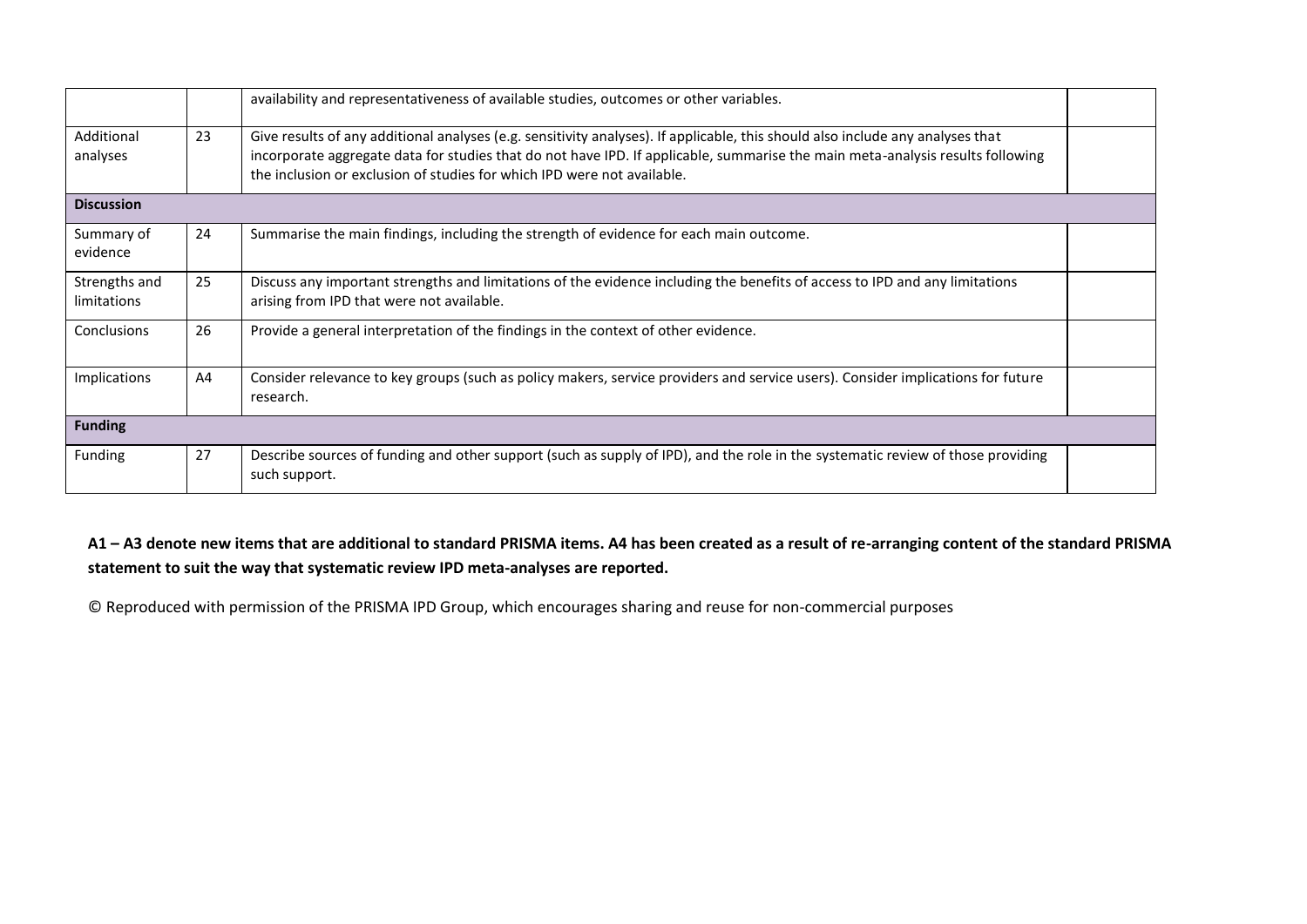| | | | |
|---|---|---|---|
| | | availability and representativeness of available studies, outcomes or other variables. | |
| Additional analyses | 23 | Give results of any additional analyses (e.g. sensitivity analyses). If applicable, this should also include any analyses that incorporate aggregate data for studies that do not have IPD. If applicable, summarise the main meta-analysis results following the inclusion or exclusion of studies for which IPD were not available. | |
| **Discussion** | | | |
| Summary of evidence | 24 | Summarise the main findings, including the strength of evidence for each main outcome. | |
| Strengths and limitations | 25 | Discuss any important strengths and limitations of the evidence including the benefits of access to IPD and any limitations arising from IPD that were not available. | |
| Conclusions | 26 | Provide a general interpretation of the findings in the context of other evidence. | |
| Implications | A4 | Consider relevance to key groups (such as policy makers, service providers and service users). Consider implications for future research. | |
| **Funding** | | | |
| Funding | 27 | Describe sources of funding and other support (such as supply of IPD), and the role in the systematic review of those providing such support. | |

**A1 – A3 denote new items that are additional to standard PRISMA items. A4 has been created as a result of re-arranging content of the standard PRISMA statement to suit the way that systematic review IPD meta-analyses are reported.**

© Reproduced with permission of the PRISMA IPD Group, which encourages sharing and reuse for non-commercial purposes